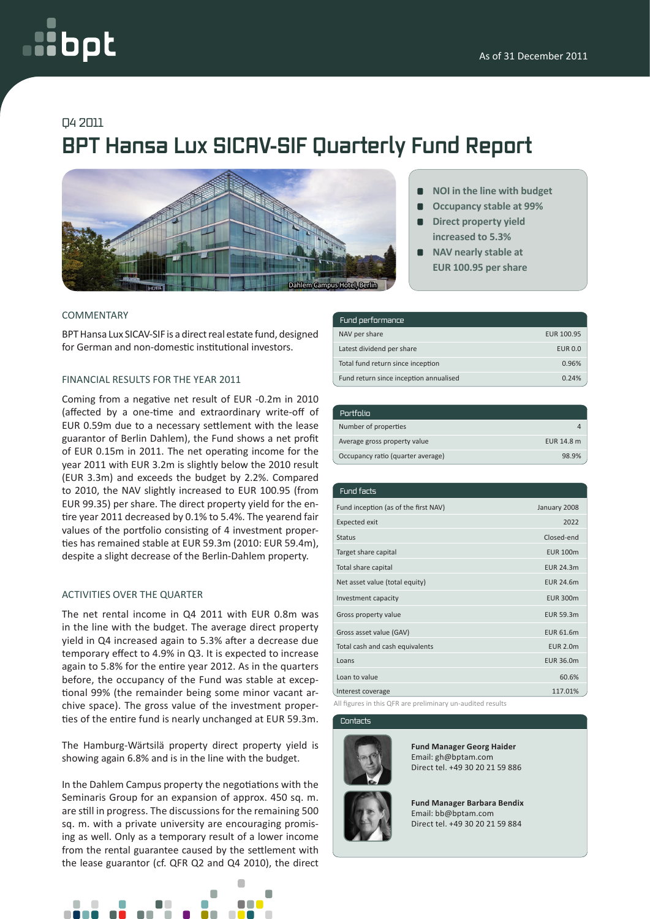As of 31 December 2011

Q4 2011

# BPT Hansa Lux SICAV-SIF Quarterly Fund Report

Dahlem Campus Hotel, Berlin

- NOI in the line with budget
- Occupancy stable at 99%
- Direct property yield increased to 5.3%
- NAV nearly stable at EUR 100.95 per share

## COMMENTARY

BPT Hansa Lux SICAV-SIF is a direct real estate fund, designed for German and non-domestic institutional investors.

## FINANCIAL RESULTS FOR THE YEAR 2011

Coming from a negative net result of EUR -0.2m in 2010 (affected by a one-time and extraordinary write-off of EUR 0.59m due to a necessary settlement with the lease guarantor of Berlin Dahlem), the Fund shows a net profit of EUR 0.15m in 2011. The net operating income for the year 2011 with EUR 3.2m is slightly below the 2010 result (EUR 3.3m) and exceeds the budget by 2.2%. Compared to 2010, the NAV slightly increased to EUR 100.95 (from EUR 99.35) per share. The direct property yield for the entire year 2011 decreased by 0.1% to 5.4%. The yearend fair values of the portfolio consisting of 4 investment properties has remained stable at EUR 59.3m (2010: EUR 59.4m), despite a slight decrease of the Berlin-Dahlem property.

## ACTIVITIES OVER THE QUARTER

The net rental income in Q4 2011 with EUR 0.8m was in the line with the budget. The average direct property yield in Q4 increased again to 5.3% after a decrease due temporary effect to 4.9% in Q3. It is expected to increase again to 5.8% for the entire year 2012. As in the quarters before, the occupancy of the Fund was stable at exceptional 99% (the remainder being some minor vacant archive space). The gross value of the investment properties of the entire fund is nearly unchanged at EUR 59.3m.

The Hamburg-Wärtsilä property direct property yield is showing again 6.8% and is in the line with the budget.

In the Dahlem Campus property the negotiations with the Seminaris Group for an expansion of approx. 450 sq. m. are still in progress. The discussions for the remaining 500 sq. m. with a private university are encouraging promising as well. Only as a temporary result of a lower income from the rental guarantee caused by the settlement with the lease guarantor (cf. QFR Q2 and Q4 2010), the direct

| Fund performance | |
|---|---|
| NAV per share | EUR 100.95 |
| Latest dividend per share | EUR 0.0 |
| Total fund return since inception | 0.96% |
| Fund return since inception annualised | 0.24% |

| Portfolio | |
|---|---|
| Number of properties | 4 |
| Average gross property value | EUR 14.8 m |
| Occupancy ratio (quarter average) | 98.9% |

| Fund facts | |
|---|---|
| Fund inception (as of the first NAV) | January 2008 |
| Expected exit | 2022 |
| Status | Closed-end |
| Target share capital | EUR 100m |
| Total share capital | EUR 24.3m |
| Net asset value (total equity) | EUR 24.6m |
| Investment capacity | EUR 300m |
| Gross property value | EUR 59.3m |
| Gross asset value (GAV) | EUR 61.6m |
| Total cash and cash equivalents | EUR 2.0m |
| Loans | EUR 36.0m |
| Loan to value | 60.6% |
| Interest coverage | 117.01% |

All figures in this QFR are preliminary un-audited results

### Contacts

**Fund Manager Georg Haider**
Email: gh@bptam.com
Direct tel. +49 30 20 21 59 886

**Fund Manager Barbara Bendix**
Email: bb@bptam.com
Direct tel. +49 30 20 21 59 884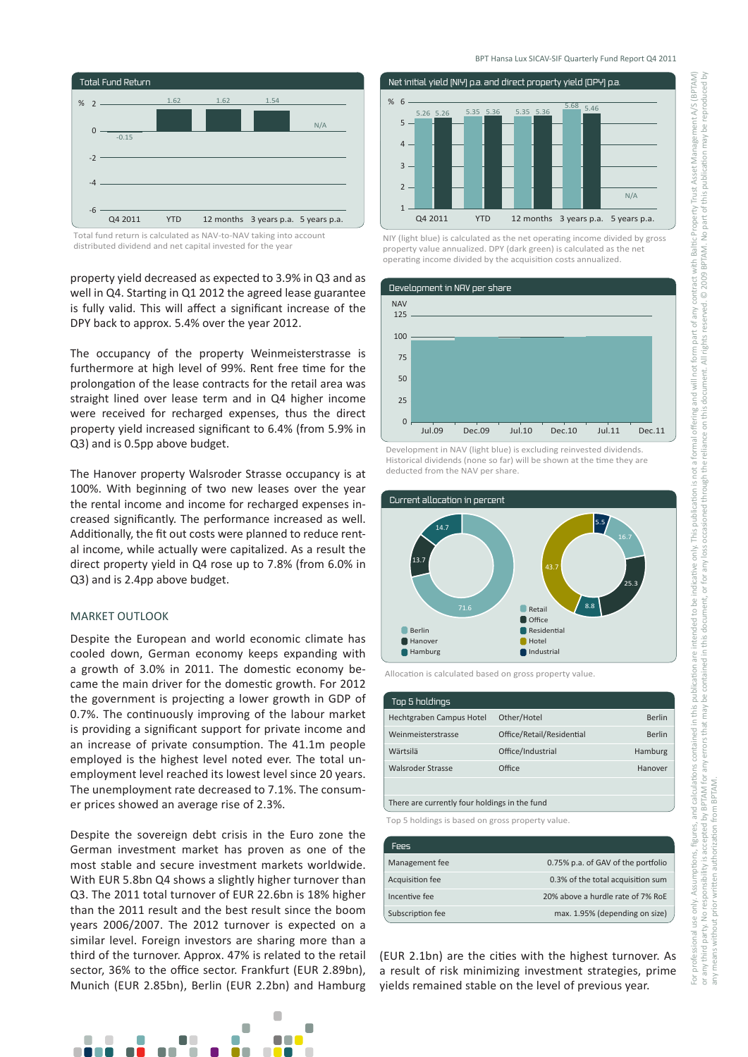### Total Fund Return

%
2
0
-2
-4
-6

-0.15
1.62
1.62
1.54
N/A

Q4 2011
YTD
12 months
3 years p.a.
5 years p.a.

Total fund return is calculated as NAV-to-NAV taking into account distributed dividend and net capital invested for the year

### Net initial yield (NIY) p.a. and direct property yield (DPY) p.a.

%
6
5
4
3
2
1

5.26 5.26
5.35 5.36
5.35 5.36
5.68 5.46
N/A

Q4 2011
YTD
12 months
3 years p.a.
5 years p.a.

NIY (light blue) is calculated as the net operating income divided by gross property value annualized. DPY (dark green) is calculated as the net operating income divided by the acquisition costs annualized.

property yield decreased as expected to 3.9% in Q3 and as well in Q4. Starting in Q1 2012 the agreed lease guarantee is fully valid. This will affect a significant increase of the DPY back to approx. 5.4% over the year 2012.

The occupancy of the property Weinmeisterstrasse is furthermore at high level of 99%. Rent free time for the prolongation of the lease contracts for the retail area was straight lined over lease term and in Q4 higher income were received for recharged expenses, thus the direct property yield increased significant to 6.4% (from 5.9% in Q3) and is 0.5pp above budget.

The Hanover property Walsroder Strasse occupancy is at 100%. With beginning of two new leases over the year the rental income and income for recharged expenses increased significantly. The performance increased as well. Additionally, the fit out costs were planned to reduce rental income, while actually were capitalized. As a result the direct property yield in Q4 rose up to 7.8% (from 6.0% in Q3) and is 2.4pp above budget.

### Development in NAV per share

NAV
125
100
75
50
25
0

Jul.09
Dec.09
Jul.10
Dec.10
Jul.11
Dec.11

Development in NAV (light blue) is excluding reinvested dividends. Historical dividends (none so far) will be shown at the time they are deducted from the NAV per share.

### Current allocation in percent

14.7
13.7
71.6

5.5
16.7
43.7
25.3
8.8

Berlin
Hanover
Hamburg

Retail
Office
Residential
Hotel
Industrial

Allocation is calculated based on gross property value.

## MARKET OUTLOOK

Despite the European and world economic climate has cooled down, German economy keeps expanding with a growth of 3.0% in 2011. The domestic economy became the main driver for the domestic growth. For 2012 the government is projecting a lower growth in GDP of 0.7%. The continuously improving of the labour market is providing a significant support for private income and an increase of private consumption. The 41.1m people employed is the highest level noted ever. The total unemployment level reached its lowest level since 20 years. The unemployment rate decreased to 7.1%. The consumer prices showed an average rise of 2.3%.

Despite the sovereign debt crisis in the Euro zone the German investment market has proven as one of the most stable and secure investment markets worldwide. With EUR 5.8bn Q4 shows a slightly higher turnover than Q3. The 2011 total turnover of EUR 22.6bn is 18% higher than the 2011 result and the best result since the boom years 2006/2007. The 2012 turnover is expected on a similar level. Foreign investors are sharing more than a third of the turnover. Approx. 47% is related to the retail sector, 36% to the office sector. Frankfurt (EUR 2.89bn), Munich (EUR 2.85bn), Berlin (EUR 2.2bn) and Hamburg (EUR 2.1bn) are the cities with the highest turnover. As a result of risk minimizing investment strategies, prime yields remained stable on the level of previous year.

### Top 5 holdings

| | | |
|---|---|---|
| Hechtgraben Campus Hotel | Other/Hotel | Berlin |
| Weinmeisterstrasse | Office/Retail/Residential | Berlin |
| Wärtsilä | Office/Industrial | Hamburg |
| Walsroder Strasse | Office | Hanover |
| | | |
| There are currently four holdings in the fund | | |

Top 5 holdings is based on gross property value.

### Fees

| | |
|---|---|
| Management fee | 0.75% p.a. of GAV of the portfolio |
| Acquisition fee | 0.3% of the total acquisition sum |
| Incentive fee | 20% above a hurdle rate of 7% RoE |
| Subscription fee | max. 1.95% (depending on size) |

For professional use only. Assumptions, figures, and calculations contained in this publication are intended to be indicative only. This publication is not a formal offering and will not form part of any contract with Baltic Property Trust Asset Management A/S (BPTAM) or any third party. No responsibility is accepted by BPTAM for any errors that may be contained in this document, or for any loss occasioned through the reliance on this document. All rights reserved. © 2009 BPTAM. No part of this publication may be reproduced by any means without prior written authorization from BPTAM.